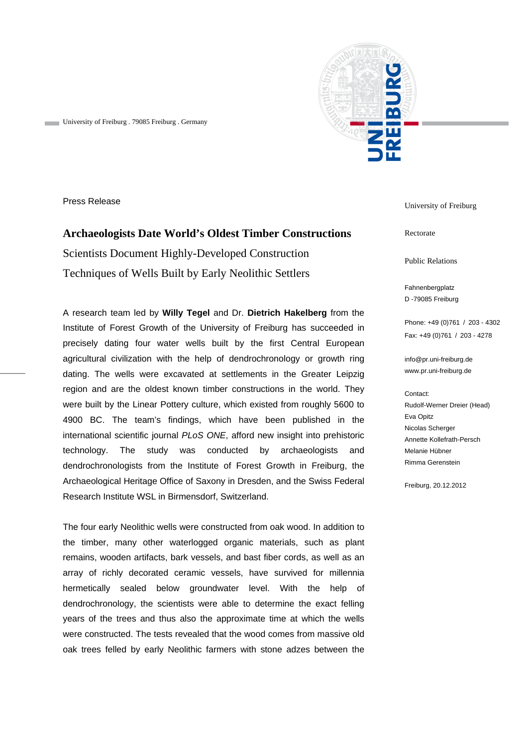University of Freiburg . 79085 Freiburg . Germany

Press Release

# Archaeologists Date World's Oldest Timber Constructions

## Scientists Document Highly-Developed Construction Techniques of Wells Built by Early Neolithic Settlers

A research team led by **Willy Tegel** and Dr. **Dietrich Hakelberg** from the Institute of Forest Growth of the University of Freiburg has succeeded in precisely dating four water wells built by the first Central European agricultural civilization with the help of dendrochronology or growth ring dating. The wells were excavated at settlements in the Greater Leipzig region and are the oldest known timber constructions in the world. They were built by the Linear Pottery culture, which existed from roughly 5600 to 4900 BC. The team's findings, which have been published in the international scientific journal *PLoS ONE*, afford new insight into prehistoric technology. The study was conducted by archaeologists and dendrochronologists from the Institute of Forest Growth in Freiburg, the Archaeological Heritage Office of Saxony in Dresden, and the Swiss Federal Research Institute WSL in Birmensdorf, Switzerland.

The four early Neolithic wells were constructed from oak wood. In addition to the timber, many other waterlogged organic materials, such as plant remains, wooden artifacts, bark vessels, and bast fiber cords, as well as an array of richly decorated ceramic vessels, have survived for millennia hermetically sealed below groundwater level. With the help of dendrochronology, the scientists were able to determine the exact felling years of the trees and thus also the approximate time at which the wells were constructed. The tests revealed that the wood comes from massive old oak trees felled by early Neolithic farmers with stone adzes between the

University of Freiburg

Rectorate

Public Relations

Fahnenbergplatz
D -79085 Freiburg

Phone: +49 (0)761 / 203 - 4302
Fax: +49 (0)761 / 203 - 4278

info@pr.uni-freiburg.de
www.pr.uni-freiburg.de

Contact:
Rudolf-Werner Dreier (Head)
Eva Opitz
Nicolas Scherger
Annette Kollefrath-Persch
Melanie Hübner
Rimma Gerenstein

Freiburg, 20.12.2012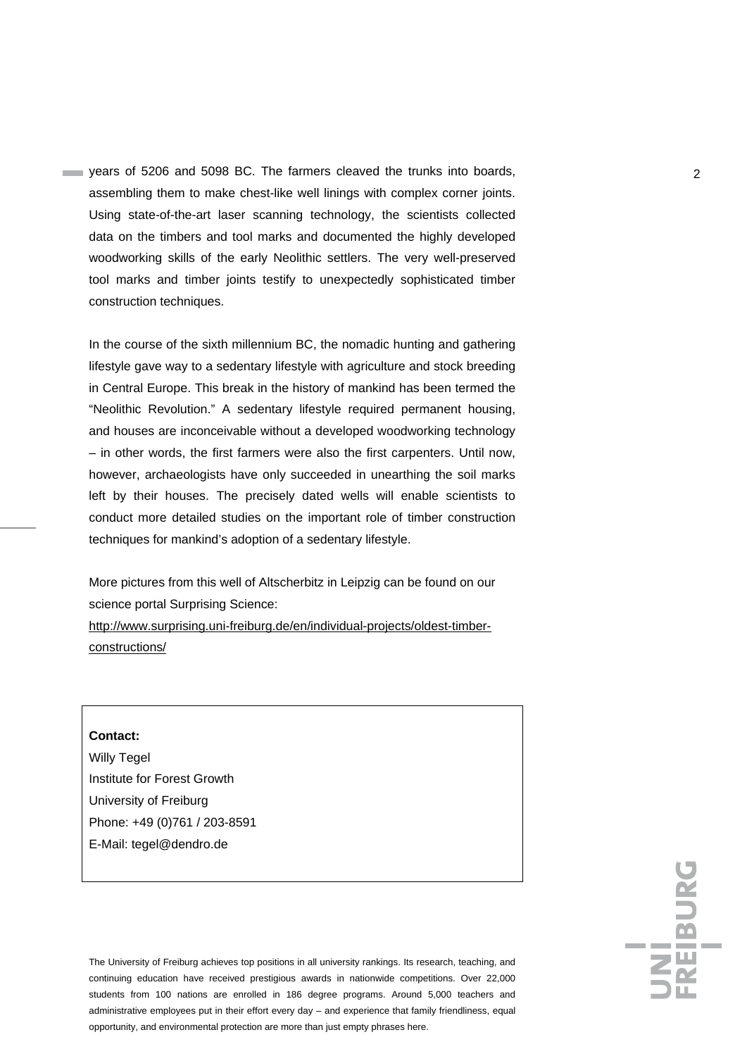years of 5206 and 5098 BC. The farmers cleaved the trunks into boards, assembling them to make chest-like well linings with complex corner joints. Using state-of-the-art laser scanning technology, the scientists collected data on the timbers and tool marks and documented the highly developed woodworking skills of the early Neolithic settlers. The very well-preserved tool marks and timber joints testify to unexpectedly sophisticated timber construction techniques.

In the course of the sixth millennium BC, the nomadic hunting and gathering lifestyle gave way to a sedentary lifestyle with agriculture and stock breeding in Central Europe. This break in the history of mankind has been termed the "Neolithic Revolution." A sedentary lifestyle required permanent housing, and houses are inconceivable without a developed woodworking technology – in other words, the first farmers were also the first carpenters. Until now, however, archaeologists have only succeeded in unearthing the soil marks left by their houses. The precisely dated wells will enable scientists to conduct more detailed studies on the important role of timber construction techniques for mankind's adoption of a sedentary lifestyle.

More pictures from this well of Altscherbitz in Leipzig can be found on our science portal Surprising Science:
http://www.surprising.uni-freiburg.de/en/individual-projects/oldest-timber-constructions/

**Contact:**
Willy Tegel
Institute for Forest Growth
University of Freiburg
Phone: +49 (0)761 / 203-8591
E-Mail: tegel@dendro.de

The University of Freiburg achieves top positions in all university rankings. Its research, teaching, and continuing education have received prestigious awards in nationwide competitions. Over 22,000 students from 100 nations are enrolled in 186 degree programs. Around 5,000 teachers and administrative employees put in their effort every day – and experience that family friendliness, equal opportunity, and environmental protection are more than just empty phrases here.

UNI FREIBURG